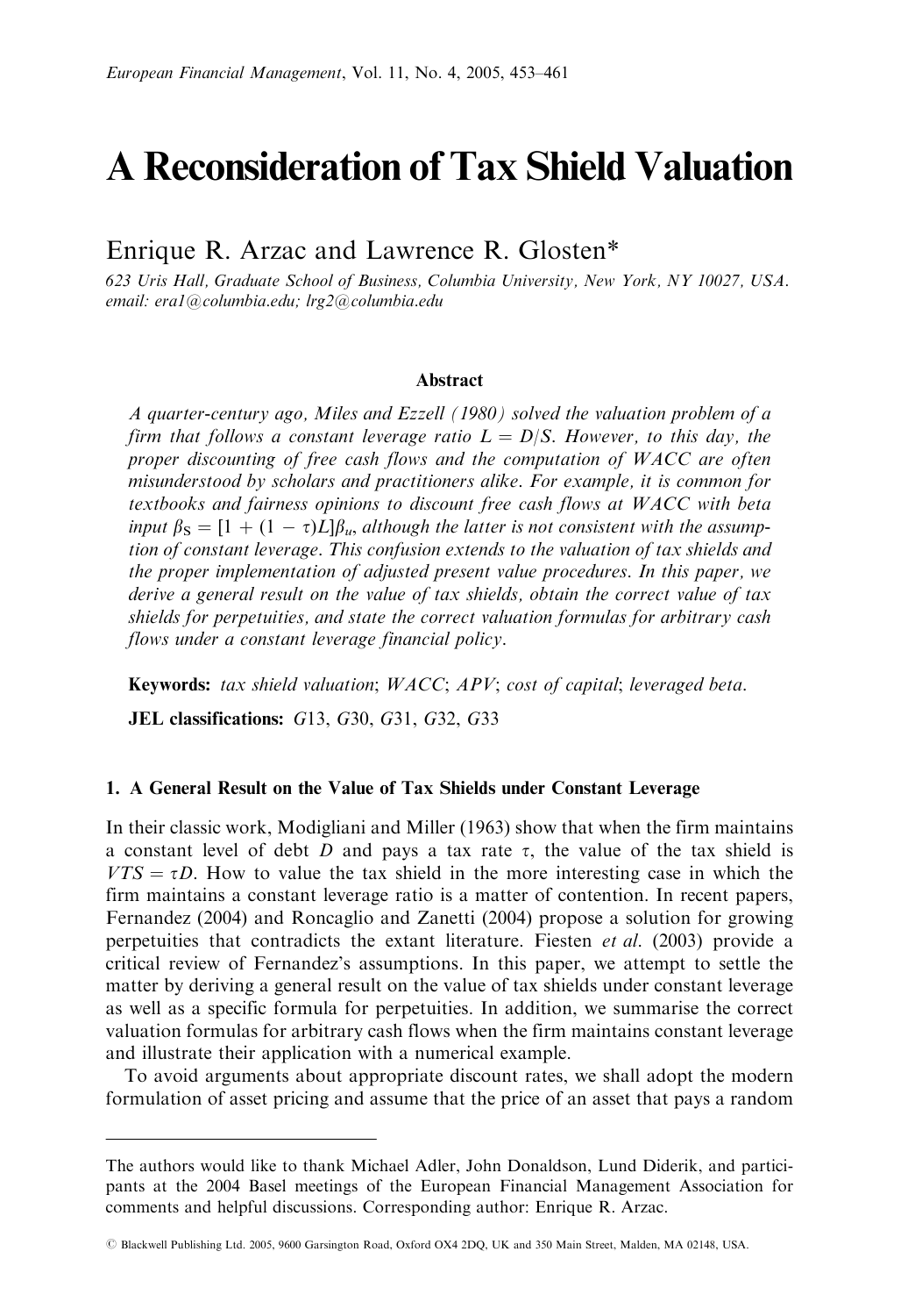# A Reconsideration of Tax Shield Valuation

Enrique R. Arzac and Lawrence R. Glosten*

*623 Uris Hall, Graduate School of Business, Columbia University, New York, NY 10027, USA. email: era1@columbia.edu; lrg2@columbia.edu*

### Abstract

*A quarter-century ago, Miles and Ezzell (1980) solved the valuation problem of a firm that follows a constant leverage ratio $L = D/S$. However, to this day, the proper discounting of free cash flows and the computation of WACC are often misunderstood by scholars and practitioners alike. For example, it is common for textbooks and fairness opinions to discount free cash flows at WACC with beta input $\beta_S = [1 + (1 - \tau)L]\beta_u$, although the latter is not consistent with the assumption of constant leverage. This confusion extends to the valuation of tax shields and the proper implementation of adjusted present value procedures. In this paper, we derive a general result on the value of tax shields, obtain the correct value of tax shields for perpetuities, and state the correct valuation formulas for arbitrary cash flows under a constant leverage financial policy.*

**Keywords:** *tax shield valuation*; *WACC*; *APV*; *cost of capital*; *leveraged beta.*

**JEL classifications:** *G13, G30, G31, G32, G33*

## 1. A General Result on the Value of Tax Shields under Constant Leverage

In their classic work, Modigliani and Miller (1963) show that when the firm maintains a constant level of debt $D$ and pays a tax rate $\tau$, the value of the tax shield is $VTS = \tau D$. How to value the tax shield in the more interesting case in which the firm maintains a constant leverage ratio is a matter of contention. In recent papers, Fernandez (2004) and Roncaglio and Zanetti (2004) propose a solution for growing perpetuities that contradicts the extant literature. Fiesten *et al.* (2003) provide a critical review of Fernandez's assumptions. In this paper, we attempt to settle the matter by deriving a general result on the value of tax shields under constant leverage as well as a specific formula for perpetuities. In addition, we summarise the correct valuation formulas for arbitrary cash flows when the firm maintains constant leverage and illustrate their application with a numerical example.

To avoid arguments about appropriate discount rates, we shall adopt the modern formulation of asset pricing and assume that the price of an asset that pays a random

---

The authors would like to thank Michael Adler, John Donaldson, Lund Diderik, and participants at the 2004 Basel meetings of the European Financial Management Association for comments and helpful discussions. Corresponding author: Enrique R. Arzac.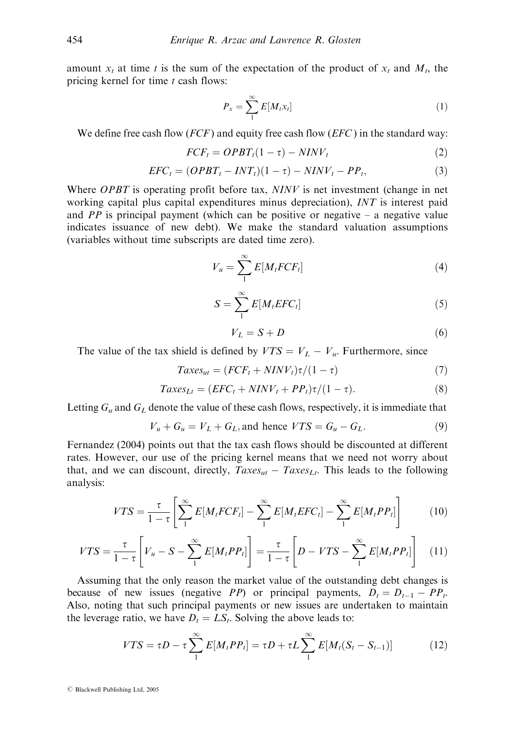amount $x_t$ at time $t$ is the sum of the expectation of the product of $x_t$ and $M_t$, the pricing kernel for time $t$ cash flows:

$$P_x = \sum_{1}^{\infty} E[M_t x_t] \tag{1}$$

We define free cash flow ($FCF$) and equity free cash flow ($EFC$) in the standard way:

$$FCF_t = OPBT_t(1-\tau) - NINV_t \tag{2}$$

$$EFC_t = (OPBT_t - INT_t)(1-\tau) - NINV_t - PP_t, \tag{3}$$

Where $OPBT$ is operating profit before tax, $NINV$ is net investment (change in net working capital plus capital expenditures minus depreciation), $INT$ is interest paid and $PP$ is principal payment (which can be positive or negative – a negative value indicates issuance of new debt). We make the standard valuation assumptions (variables without time subscripts are dated time zero).

$$V_u = \sum_{1}^{\infty} E[M_t FCF_t] \tag{4}$$

$$S = \sum_{1}^{\infty} E[M_t EFC_t] \tag{5}$$

$$V_L = S + D \tag{6}$$

The value of the tax shield is defined by $VTS = V_L - V_u$. Furthermore, since

$$Taxes_{ut} = (FCF_t + NINV_t)\tau/(1-\tau) \tag{7}$$

$$Taxes_{Lt} = (EFC_t + NINV_t + PP_t)\tau/(1-\tau). \tag{8}$$

Letting $G_u$ and $G_L$ denote the value of these cash flows, respectively, it is immediate that

$$V_u + G_u = V_L + G_L, \text{and hence } VTS = G_u - G_L. \tag{9}$$

Fernandez (2004) points out that the tax cash flows should be discounted at different rates. However, our use of the pricing kernel means that we need not worry about that, and we can discount, directly, $Taxes_{ut} - Taxes_{Lt}$. This leads to the following analysis:

$$VTS = \frac{\tau}{1-\tau}\left[\sum_{1}^{\infty} E[M_t FCF_t] - \sum_{1}^{\infty} E[M_t EFC_t] - \sum_{1}^{\infty} E[M_t PP_t]\right] \tag{10}$$

$$VTS = \frac{\tau}{1-\tau}\left[V_u - S - \sum_{1}^{\infty} E[M_t PP_t]\right] = \frac{\tau}{1-\tau}\left[D - VTS - \sum_{1}^{\infty} E[M_t PP_t]\right] \tag{11}$$

Assuming that the only reason the market value of the outstanding debt changes is because of new issues (negative $PP$) or principal payments, $D_t = D_{t-1} - PP_t$. Also, noting that such principal payments or new issues are undertaken to maintain the leverage ratio, we have $D_t = LS_t$. Solving the above leads to:

$$VTS = \tau D - \tau \sum_{1}^{\infty} E[M_t PP_t] = \tau D + \tau L \sum_{1}^{\infty} E[M_t(S_t - S_{t-1})] \tag{12}$$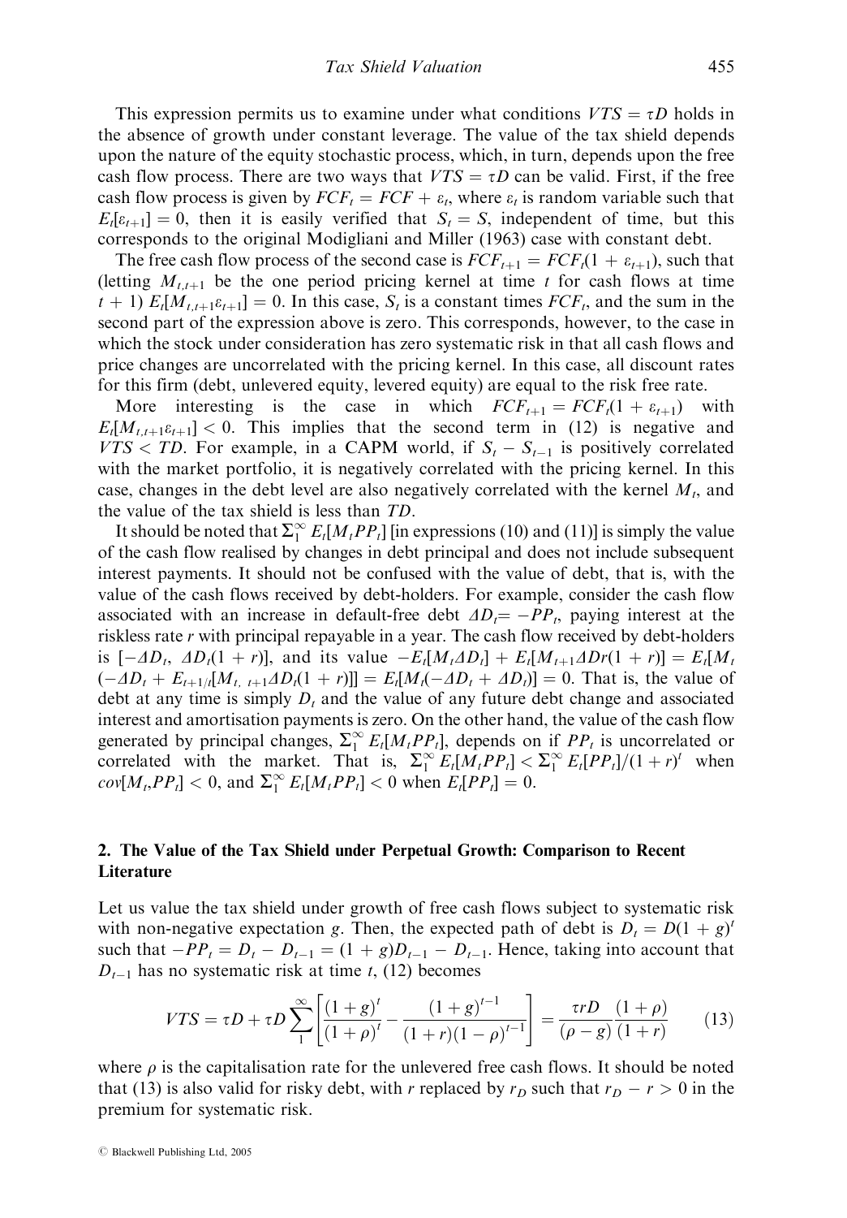This expression permits us to examine under what conditions $VTS = \tau D$ holds in the absence of growth under constant leverage. The value of the tax shield depends upon the nature of the equity stochastic process, which, in turn, depends upon the free cash flow process. There are two ways that $VTS = \tau D$ can be valid. First, if the free cash flow process is given by $FCF_t = FCF + \varepsilon_t$, where $\varepsilon_t$ is random variable such that $E_t[\varepsilon_{t+1}] = 0$, then it is easily verified that $S_t = S$, independent of time, but this corresponds to the original Modigliani and Miller (1963) case with constant debt.

The free cash flow process of the second case is $FCF_{t+1} = FCF_t(1 + \varepsilon_{t+1})$, such that (letting $M_{t,t+1}$ be the one period pricing kernel at time $t$ for cash flows at time $t + 1$) $E_t[M_{t,t+1}\varepsilon_{t+1}] = 0$. In this case, $S_t$ is a constant times $FCF_t$, and the sum in the second part of the expression above is zero. This corresponds, however, to the case in which the stock under consideration has zero systematic risk in that all cash flows and price changes are uncorrelated with the pricing kernel. In this case, all discount rates for this firm (debt, unlevered equity, levered equity) are equal to the risk free rate.

More interesting is the case in which $FCF_{t+1} = FCF_t(1 + \varepsilon_{t+1})$ with $E_t[M_{t,t+1}\varepsilon_{t+1}] < 0$. This implies that the second term in (12) is negative and $VTS < TD$. For example, in a CAPM world, if $S_t - S_{t-1}$ is positively correlated with the market portfolio, it is negatively correlated with the pricing kernel. In this case, changes in the debt level are also negatively correlated with the kernel $M_t$, and the value of the tax shield is less than $TD$.

It should be noted that $\Sigma_1^\infty E_t[M_t PP_t]$ [in expressions (10) and (11)] is simply the value of the cash flow realised by changes in debt principal and does not include subsequent interest payments. It should not be confused with the value of debt, that is, with the value of the cash flows received by debt-holders. For example, consider the cash flow associated with an increase in default-free debt $\Delta D_t = -PP_t$, paying interest at the riskless rate $r$ with principal repayable in a year. The cash flow received by debt-holders is $[-\Delta D_t,\ \Delta D_t(1 + r)]$, and its value $-E_t[M_t \Delta D_t] + E_t[M_{t+1}\Delta D r(1 + r)] = E_t[M_t(-\Delta D_t + E_{t+1/t}[M_{t,\ t+1}\Delta D_t(1 + r)]] = E_t[M_t(-\Delta D_t + \Delta D_t)] = 0$. That is, the value of debt at any time is simply $D_t$ and the value of any future debt change and associated interest and amortisation payments is zero. On the other hand, the value of the cash flow generated by principal changes, $\Sigma_1^\infty E_t[M_t PP_t]$, depends on if $PP_t$ is uncorrelated or correlated with the market. That is, $\Sigma_1^\infty E_t[M_t PP_t] < \Sigma_1^\infty E_t[PP_t]/(1 + r)^t$ when $cov[M_t, PP_t] < 0$, and $\Sigma_1^\infty E_t[M_t PP_t] < 0$ when $E_t[PP_t] = 0$.

## 2. The Value of the Tax Shield under Perpetual Growth: Comparison to Recent Literature

Let us value the tax shield under growth of free cash flows subject to systematic risk with non-negative expectation $g$. Then, the expected path of debt is $D_t = D(1 + g)^t$ such that $-PP_t = D_t - D_{t-1} = (1 + g)D_{t-1} - D_{t-1}$. Hence, taking into account that $D_{t-1}$ has no systematic risk at time $t$, (12) becomes

$$VTS = \tau D + \tau D \sum_1^\infty \left[ \frac{(1+g)^t}{(1+\rho)^t} - \frac{(1+g)^{t-1}}{(1+r)(1-\rho)^{t-1}} \right] = \frac{\tau r D}{(\rho - g)} \frac{(1+\rho)}{(1+r)} \qquad (13)$$

where $\rho$ is the capitalisation rate for the unlevered free cash flows. It should be noted that (13) is also valid for risky debt, with $r$ replaced by $r_D$ such that $r_D - r > 0$ in the premium for systematic risk.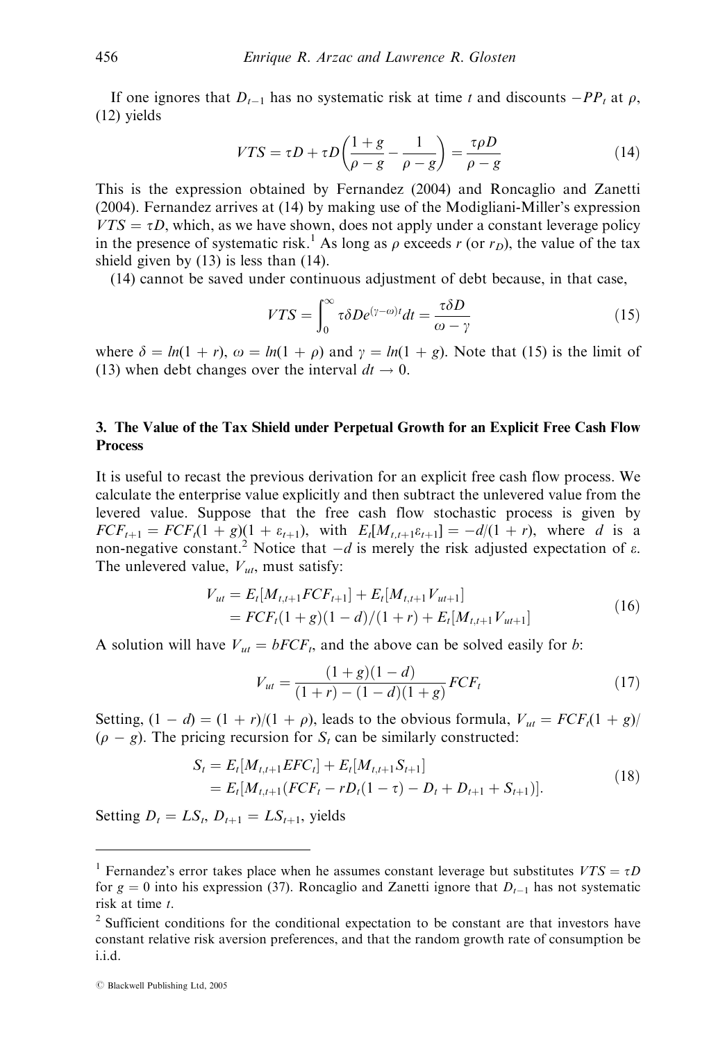If one ignores that $D_{t-1}$ has no systematic risk at time $t$ and discounts $-PP_t$ at $\rho$, (12) yields

$$VTS = \tau D + \tau D\left(\frac{1+g}{\rho - g} - \frac{1}{\rho - g}\right) = \frac{\tau \rho D}{\rho - g} \tag{14}$$

This is the expression obtained by Fernandez (2004) and Roncaglio and Zanetti (2004). Fernandez arrives at (14) by making use of the Modigliani-Miller's expression $VTS = \tau D$, which, as we have shown, does not apply under a constant leverage policy in the presence of systematic risk.[1] As long as $\rho$ exceeds $r$ (or $r_D$), the value of the tax shield given by (13) is less than (14).

(14) cannot be saved under continuous adjustment of debt because, in that case,

$$VTS = \int_0^\infty \tau \delta D e^{(\gamma - \omega)t} dt = \frac{\tau \delta D}{\omega - \gamma} \tag{15}$$

where $\delta = ln(1 + r)$, $\omega = ln(1 + \rho)$ and $\gamma = ln(1 + g)$. Note that (15) is the limit of (13) when debt changes over the interval $dt \to 0$.

## 3. The Value of the Tax Shield under Perpetual Growth for an Explicit Free Cash Flow Process

It is useful to recast the previous derivation for an explicit free cash flow process. We calculate the enterprise value explicitly and then subtract the unlevered value from the levered value. Suppose that the free cash flow stochastic process is given by $FCF_{t+1} = FCF_t(1 + g)(1 + \varepsilon_{t+1})$, with $E_t[M_{t,t+1}\varepsilon_{t+1}] = -d/(1 + r)$, where $d$ is a non-negative constant.[2] Notice that $-d$ is merely the risk adjusted expectation of $\varepsilon$. The unlevered value, $V_{ut}$, must satisfy:

$$\begin{aligned} V_{ut} &= E_t[M_{t,t+1}FCF_{t+1}] + E_t[M_{t,t+1}V_{ut+1}] \\ &= FCF_t(1+g)(1-d)/(1+r) + E_t[M_{t,t+1}V_{ut+1}] \end{aligned} \tag{16}$$

A solution will have $V_{ut} = bFCF_t$, and the above can be solved easily for $b$:

$$V_{ut} = \frac{(1+g)(1-d)}{(1+r) - (1-d)(1+g)} FCF_t \tag{17}$$

Setting, $(1 - d) = (1 + r)/(1 + \rho)$, leads to the obvious formula, $V_{ut} = FCF_t(1 + g)/(\rho - g)$. The pricing recursion for $S_t$ can be similarly constructed:

$$\begin{aligned} S_t &= E_t[M_{t,t+1}EFC_t] + E_t[M_{t,t+1}S_{t+1}] \\ &= E_t[M_{t,t+1}(FCF_t - rD_t(1-\tau) - D_t + D_{t+1} + S_{t+1})]. \end{aligned} \tag{18}$$

Setting $D_t = LS_t$, $D_{t+1} = LS_{t+1}$, yields

---

[1] Fernandez's error takes place when he assumes constant leverage but substitutes $VTS = \tau D$ for $g = 0$ into his expression (37). Roncaglio and Zanetti ignore that $D_{t-1}$ has not systematic risk at time $t$.

[2] Sufficient conditions for the conditional expectation to be constant are that investors have constant relative risk aversion preferences, and that the random growth rate of consumption be i.i.d.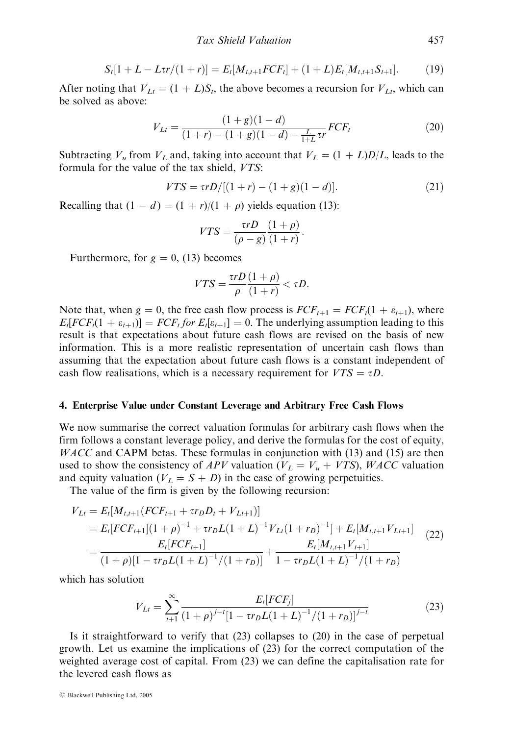$$S_t[1 + L - L\tau r/(1 + r)] = E_t[M_{t,t+1}FCF_t] + (1 + L)E_t[M_{t,t+1}S_{t+1}]. \tag{19}$$

After noting that $V_{Lt} = (1 + L)S_t$, the above becomes a recursion for $V_{Lt}$, which can be solved as above:

$$V_{Lt} = \frac{(1 + g)(1 - d)}{(1 + r) - (1 + g)(1 - d) - \frac{L}{1+L}\tau r} FCF_t \tag{20}$$

Subtracting $V_u$ from $V_L$ and, taking into account that $V_L = (1 + L)D/L$, leads to the formula for the value of the tax shield, $VTS$:

$$VTS = \tau r D/[(1 + r) - (1 + g)(1 - d)]. \tag{21}$$

Recalling that $(1 - d) = (1 + r)/(1 + \rho)$ yields equation (13):

$$VTS = \frac{\tau r D}{(\rho - g)} \frac{(1 + \rho)}{(1 + r)}.$$

Furthermore, for $g = 0$, (13) becomes

$$VTS = \frac{\tau r D}{\rho} \frac{(1 + \rho)}{(1 + r)} < \tau D.$$

Note that, when $g = 0$, the free cash flow process is $FCF_{t+1} = FCF_t(1 + \varepsilon_{t+1})$, where $E_t[FCF_t(1 + \varepsilon_{t+1})] = FCF_t$ *for* $E_t[\varepsilon_{t+1}] = 0$. The underlying assumption leading to this result is that expectations about future cash flows are revised on the basis of new information. This is a more realistic representation of uncertain cash flows than assuming that the expectation about future cash flows is a constant independent of cash flow realisations, which is a necessary requirement for $VTS = \tau D$.

## 4. Enterprise Value under Constant Leverage and Arbitrary Free Cash Flows

We now summarise the correct valuation formulas for arbitrary cash flows when the firm follows a constant leverage policy, and derive the formulas for the cost of equity, *WACC* and CAPM betas. These formulas in conjunction with (13) and (15) are then used to show the consistency of *APV* valuation ($V_L = V_u + VTS$), *WACC* valuation and equity valuation ($V_L = S + D$) in the case of growing perpetuities.

The value of the firm is given by the following recursion:

$$\begin{aligned} V_{Lt} &= E_t[M_{t,t+1}(FCF_{t+1} + \tau r_D D_t + V_{Lt+1})] \\ &= E_t[FCF_{t+1}](1 + \rho)^{-1} + \tau r_D L(1 + L)^{-1} V_{Lt}(1 + r_D)^{-1}] + E_t[M_{t,t+1}V_{Lt+1}] \\ &= \frac{E_t[FCF_{t+1}]}{(1 + \rho)[1 - \tau r_D L(1 + L)^{-1}/(1 + r_D)]} + \frac{E_t[M_{t,t+1}V_{t+1}]}{1 - \tau r_D L(1 + L)^{-1}/(1 + r_D)} \end{aligned} \tag{22}$$

which has solution

$$V_{Lt} = \sum_{t+1}^{\infty} \frac{E_t[FCF_j]}{(1 + \rho)^{j-t}[1 - \tau r_D L(1 + L)^{-1}/(1 + r_D)]^{j-t}} \tag{23}$$

Is it straightforward to verify that (23) collapses to (20) in the case of perpetual growth. Let us examine the implications of (23) for the correct computation of the weighted average cost of capital. From (23) we can define the capitalisation rate for the levered cash flows as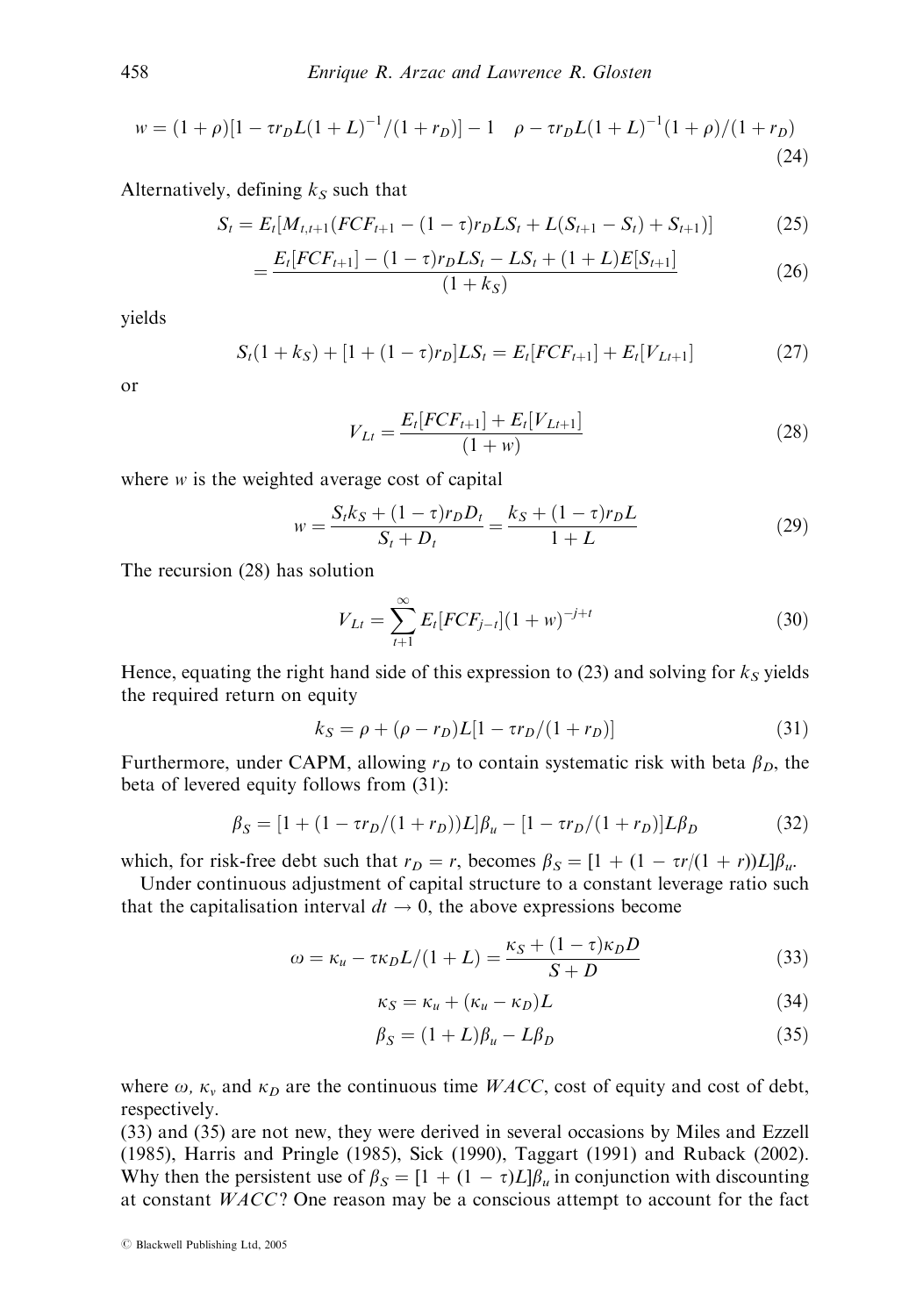$$w = (1+\rho)[1 - \tau r_D L(1+L)^{-1}/(1+r_D)] - 1 \quad \rho - \tau r_D L(1+L)^{-1}(1+\rho)/(1+r_D) \tag{24}$$

Alternatively, defining $k_S$ such that

$$S_t = E_t[M_{t,t+1}(FCF_{t+1} - (1-\tau)r_D LS_t + L(S_{t+1} - S_t) + S_{t+1})] \tag{25}$$

$$= \frac{E_t[FCF_{t+1}] - (1-\tau)r_D LS_t - LS_t + (1+L)E[S_{t+1}]}{(1+k_S)} \tag{26}$$

yields

$$S_t(1+k_S) + [1+(1-\tau)r_D]LS_t = E_t[FCF_{t+1}] + E_t[V_{Lt+1}] \tag{27}$$

or

$$V_{Lt} = \frac{E_t[FCF_{t+1}] + E_t[V_{Lt+1}]}{(1+w)} \tag{28}$$

where $w$ is the weighted average cost of capital

$$w = \frac{S_t k_S + (1-\tau)r_D D_t}{S_t + D_t} = \frac{k_S + (1-\tau)r_D L}{1+L} \tag{29}$$

The recursion (28) has solution

$$V_{Lt} = \sum_{t+1}^{\infty} E_t[FCF_{j-t}](1+w)^{-j+t} \tag{30}$$

Hence, equating the right hand side of this expression to (23) and solving for $k_S$ yields the required return on equity

$$k_S = \rho + (\rho - r_D)L[1 - \tau r_D/(1+r_D)] \tag{31}$$

Furthermore, under CAPM, allowing $r_D$ to contain systematic risk with beta $\beta_D$, the beta of levered equity follows from (31):

$$\beta_S = [1 + (1 - \tau r_D/(1+r_D))L]\beta_u - [1 - \tau r_D/(1+r_D)]L\beta_D \tag{32}$$

which, for risk-free debt such that $r_D = r$, becomes $\beta_S = [1 + (1 - \tau r/(1+r))L]\beta_u$.

Under continuous adjustment of capital structure to a constant leverage ratio such that the capitalisation interval $dt \to 0$, the above expressions become

$$\omega = \kappa_u - \tau\kappa_D L/(1+L) = \frac{\kappa_S + (1-\tau)\kappa_D D}{S+D} \tag{33}$$

$$\kappa_S = \kappa_u + (\kappa_u - \kappa_D)L \tag{34}$$

$$\beta_S = (1+L)\beta_u - L\beta_D \tag{35}$$

where $\omega$, $\kappa_v$ and $\kappa_D$ are the continuous time *WACC*, cost of equity and cost of debt, respectively.

(33) and (35) are not new, they were derived in several occasions by Miles and Ezzell (1985), Harris and Pringle (1985), Sick (1990), Taggart (1991) and Ruback (2002). Why then the persistent use of $\beta_S = [1 + (1-\tau)L]\beta_u$ in conjunction with discounting at constant *WACC*? One reason may be a conscious attempt to account for the fact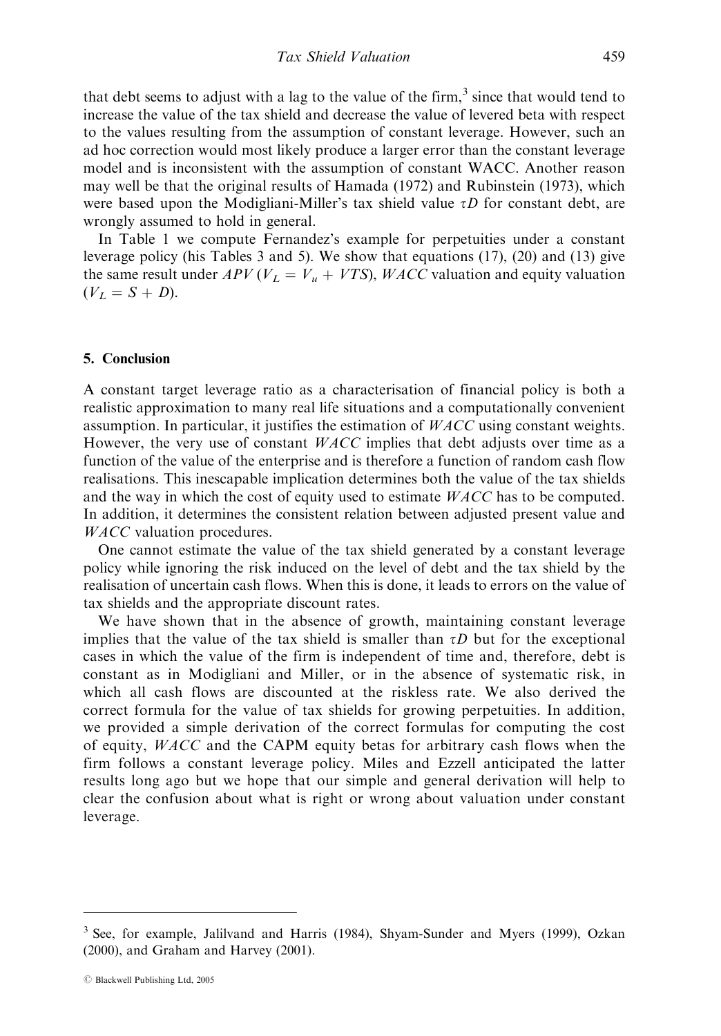that debt seems to adjust with a lag to the value of the firm,[3] since that would tend to increase the value of the tax shield and decrease the value of levered beta with respect to the values resulting from the assumption of constant leverage. However, such an ad hoc correction would most likely produce a larger error than the constant leverage model and is inconsistent with the assumption of constant WACC. Another reason may well be that the original results of Hamada (1972) and Rubinstein (1973), which were based upon the Modigliani-Miller's tax shield value $\tau D$ for constant debt, are wrongly assumed to hold in general.

In Table 1 we compute Fernandez's example for perpetuities under a constant leverage policy (his Tables 3 and 5). We show that equations (17), (20) and (13) give the same result under $APV$ ($V_L = V_u + VTS$), $WACC$ valuation and equity valuation ($V_L = S + D$).

## 5. Conclusion

A constant target leverage ratio as a characterisation of financial policy is both a realistic approximation to many real life situations and a computationally convenient assumption. In particular, it justifies the estimation of $WACC$ using constant weights. However, the very use of constant $WACC$ implies that debt adjusts over time as a function of the value of the enterprise and is therefore a function of random cash flow realisations. This inescapable implication determines both the value of the tax shields and the way in which the cost of equity used to estimate $WACC$ has to be computed. In addition, it determines the consistent relation between adjusted present value and $WACC$ valuation procedures.

One cannot estimate the value of the tax shield generated by a constant leverage policy while ignoring the risk induced on the level of debt and the tax shield by the realisation of uncertain cash flows. When this is done, it leads to errors on the value of tax shields and the appropriate discount rates.

We have shown that in the absence of growth, maintaining constant leverage implies that the value of the tax shield is smaller than $\tau D$ but for the exceptional cases in which the value of the firm is independent of time and, therefore, debt is constant as in Modigliani and Miller, or in the absence of systematic risk, in which all cash flows are discounted at the riskless rate. We also derived the correct formula for the value of tax shields for growing perpetuities. In addition, we provided a simple derivation of the correct formulas for computing the cost of equity, $WACC$ and the CAPM equity betas for arbitrary cash flows when the firm follows a constant leverage policy. Miles and Ezzell anticipated the latter results long ago but we hope that our simple and general derivation will help to clear the confusion about what is right or wrong about valuation under constant leverage.

---

[3] See, for example, Jalilvand and Harris (1984), Shyam-Sunder and Myers (1999), Ozkan (2000), and Graham and Harvey (2001).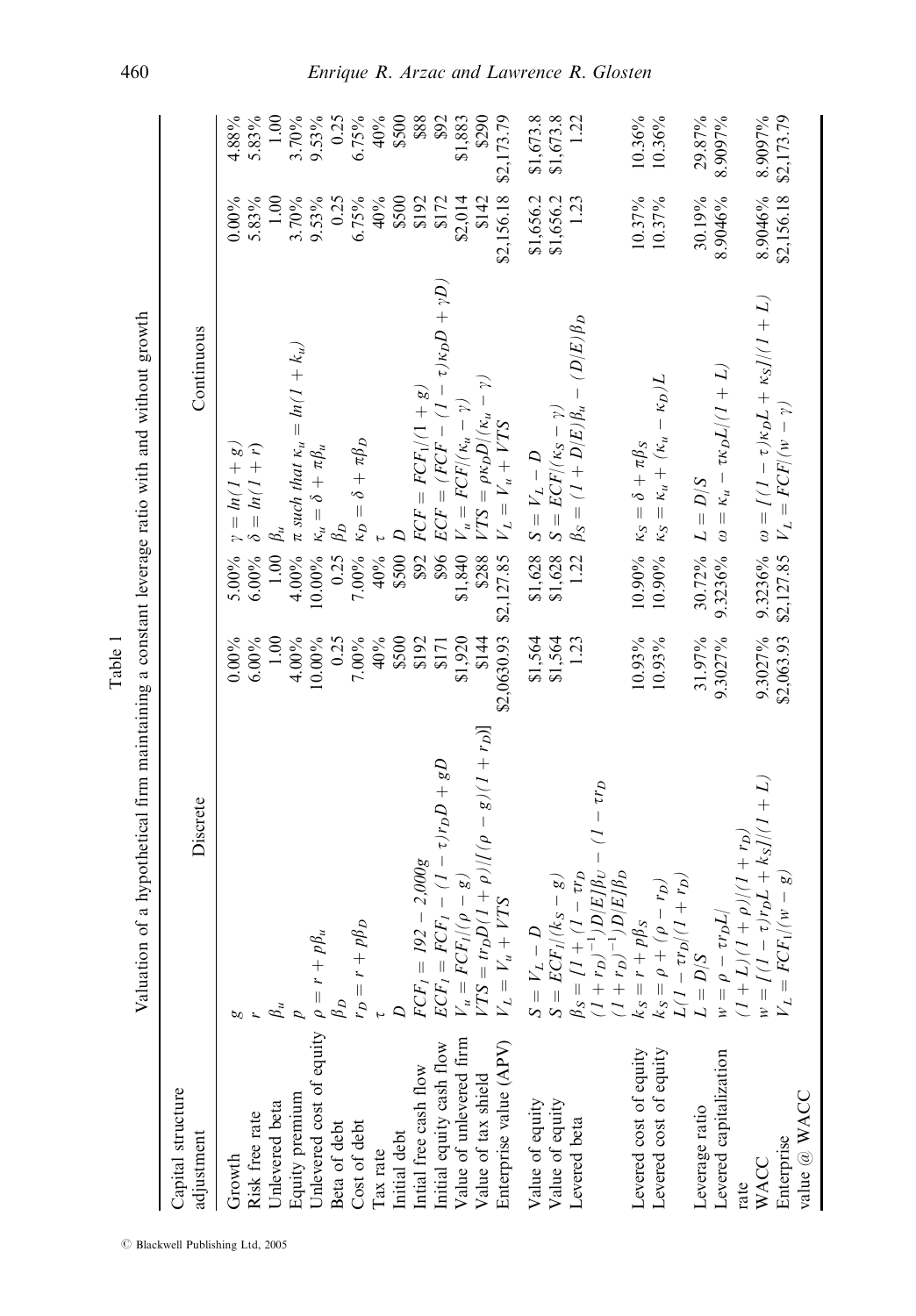Table 1

Valuation of a hypothetical firm maintaining a constant leverage ratio with and without growth

| Capital structure adjustment | Discrete | | | Continuous | | |
|---|---|---|---|---|---|---|
| Growth | $g$ | 0.00% | 5.00% | $\gamma = ln(1+g)$ | 0.00% | 4.88% |
| Risk free rate | $r$ | 6.00% | 6.00% | $\delta = ln(1+r)$ | 5.83% | 5.83% |
| Unlevered beta | $\beta_u$ | 1.00 | 1.00 | $\beta_u$ | 1.00 | 1.00 |
| Equity premium | $p$ | 4.00% | 4.00% | $\pi$ such that $\kappa_u = ln(1+k_u)$ | 3.70% | 3.70% |
| Unlevered cost of equity | $\rho = r + p\beta_u$ | 10.00% | 10.00% | $\kappa_u = \delta + \pi\beta_u$ | 9.53% | 9.53% |
| Beta of debt | $\beta_D$ | 0.25 | 0.25 | $\beta_D$ | 0.25 | 0.25 |
| Cost of debt | $r_D = r + p\beta_D$ | 7.00% | 7.00% | $\kappa_D = \delta + \pi\beta_D$ | 6.75% | 6.75% |
| Tax rate | $\tau$ | 40% | 40% | $\tau$ | 40% | 40% |
| Initial debt | $D$ | \$500 | \$500 | $D$ | \$500 | \$500 |
| Initial free cash flow | $FCF_1 = 192 - 2{,}000g$ | \$192 | \$92 | $FCF = FCF_1/(1+g)$ | \$192 | \$88 |
| Initial equity cash flow | $ECF_1 = FCF_1 - (1-\tau)r_D D + gD$ | \$171 | \$96 | $ECF = (FCF - (1-\tau)\kappa_D D + \gamma D)$ | \$172 | \$92 |
| Value of unlevered firm | $V_u = FCF_1/(\rho - g)$ | \$1,920 | \$1,840 | $V_u = FCF/(\kappa_u - \gamma)$ | \$2,014 | \$1,883 |
| Value of tax shield | $VTS = \tau r_D D(1+\rho)/[(\rho - g)(1+r_D)]$ | \$144 | \$288 | $VTS = \rho\kappa_D D/(\kappa_u - \gamma)$ | \$142 | \$290 |
| Enterprise value (APV) | $V_L = V_u + VTS$ | \$2,0630.93 | \$2,127.85 | $V_L = V_u + VTS$ | \$2,156.18 | \$2,173.79 |
| Value of equity | $S = V_L - D$ | \$1,564 | \$1,628 | $S = V_L - D$ | \$1,656.2 | \$1,673.8 |
| Value of equity | $S = ECF_1/(k_S - g)$ | \$1,564 | \$1,628 | $S = ECF/(\kappa_S - \gamma)$ | \$1,656.2 | \$1,673.8 |
| Levered beta | $\beta_S = [1 + (1 - \tau r_D$ $(1+r_D)^{-1})D/E]\beta_U - (1 - \tau r_D$ $(1+r_D)^{-1})D/E]\beta_D$ | 1.23 | 1.22 | $\beta_S = (1 + D/E)\beta_u - (D/E)\beta_D$ | 1.23 | 1.22 |
| Levered cost of equity | $k_S = r + p\beta_S$ | 10.93% | 10.90% | $\kappa_S = \delta + \pi\beta_S$ | 10.37% | 10.36% |
| Levered cost of equity | $k_S = \rho + (\rho - r_D)$ $L(1 - \tau r_D/(1 + r_D))$ | 10.93% | 10.90% | $\kappa_S = \kappa_u + (\kappa_u - \kappa_D)L$ | 10.37% | 10.36% |
| Leverage ratio | $L = D/S$ | 31.97% | 30.72% | $L = D/S$ | 30.19% | 29.87% |
| Levered capitalization rate | $w = \rho - \tau r_D L[$ $(1+L)(1+\rho)]/(1+r_D)$ | 9.3027% | 9.3236% | $\omega = \kappa_u - \tau\kappa_D L/(1+L)$ | 8.9046% | 8.9097% |
| WACC | $w = [(1-\tau)r_D L + k_S]/(1+L)$ | 9.3027% | 9.3236% | $\omega = [(1-\tau)\kappa_D L + \kappa_S]/(1+L)$ | 8.9046% | 8.9097% |
| Enterprise value @ WACC | $V_L = FCF_1/(w - g)$ | \$2,063.93 | \$2,127.85 | $V_L = FCF/(w - \gamma)$ | \$2,156.18 | \$2,173.79 |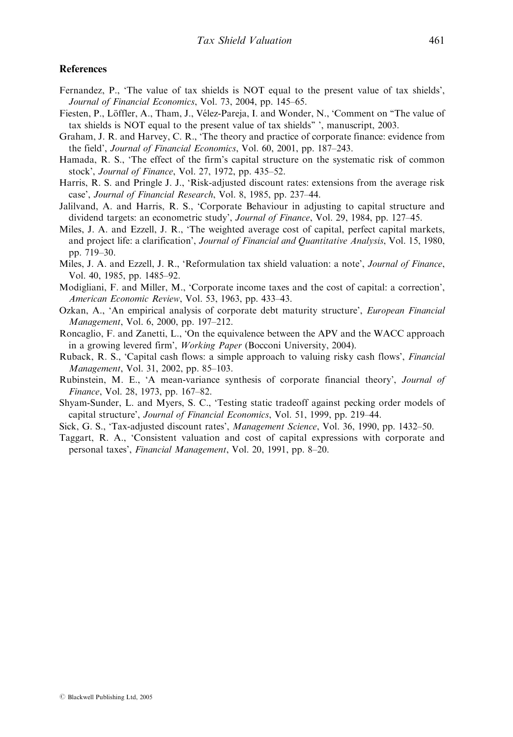## References

Fernandez, P., 'The value of tax shields is NOT equal to the present value of tax shields', *Journal of Financial Economics*, Vol. 73, 2004, pp. 145–65.

Fiesten, P., Löffler, A., Tham, J., Vélez-Pareja, I. and Wonder, N., 'Comment on "The value of tax shields is NOT equal to the present value of tax shields" ', manuscript, 2003.

Graham, J. R. and Harvey, C. R., 'The theory and practice of corporate finance: evidence from the field', *Journal of Financial Economics*, Vol. 60, 2001, pp. 187–243.

Hamada, R. S., 'The effect of the firm's capital structure on the systematic risk of common stock', *Journal of Finance*, Vol. 27, 1972, pp. 435–52.

Harris, R. S. and Pringle J. J., 'Risk-adjusted discount rates: extensions from the average risk case', *Journal of Financial Research*, Vol. 8, 1985, pp. 237–44.

Jalilvand, A. and Harris, R. S., 'Corporate Behaviour in adjusting to capital structure and dividend targets: an econometric study', *Journal of Finance*, Vol. 29, 1984, pp. 127–45.

Miles, J. A. and Ezzell, J. R., 'The weighted average cost of capital, perfect capital markets, and project life: a clarification', *Journal of Financial and Quantitative Analysis*, Vol. 15, 1980, pp. 719–30.

Miles, J. A. and Ezzell, J. R., 'Reformulation tax shield valuation: a note', *Journal of Finance*, Vol. 40, 1985, pp. 1485–92.

Modigliani, F. and Miller, M., 'Corporate income taxes and the cost of capital: a correction', *American Economic Review*, Vol. 53, 1963, pp. 433–43.

Ozkan, A., 'An empirical analysis of corporate debt maturity structure', *European Financial Management*, Vol. 6, 2000, pp. 197–212.

Roncaglio, F. and Zanetti, L., 'On the equivalence between the APV and the WACC approach in a growing levered firm', *Working Paper* (Bocconi University, 2004).

Ruback, R. S., 'Capital cash flows: a simple approach to valuing risky cash flows', *Financial Management*, Vol. 31, 2002, pp. 85–103.

Rubinstein, M. E., 'A mean-variance synthesis of corporate financial theory', *Journal of Finance*, Vol. 28, 1973, pp. 167–82.

Shyam-Sunder, L. and Myers, S. C., 'Testing static tradeoff against pecking order models of capital structure', *Journal of Financial Economics*, Vol. 51, 1999, pp. 219–44.

Sick, G. S., 'Tax-adjusted discount rates', *Management Science*, Vol. 36, 1990, pp. 1432–50.

Taggart, R. A., 'Consistent valuation and cost of capital expressions with corporate and personal taxes', *Financial Management*, Vol. 20, 1991, pp. 8–20.